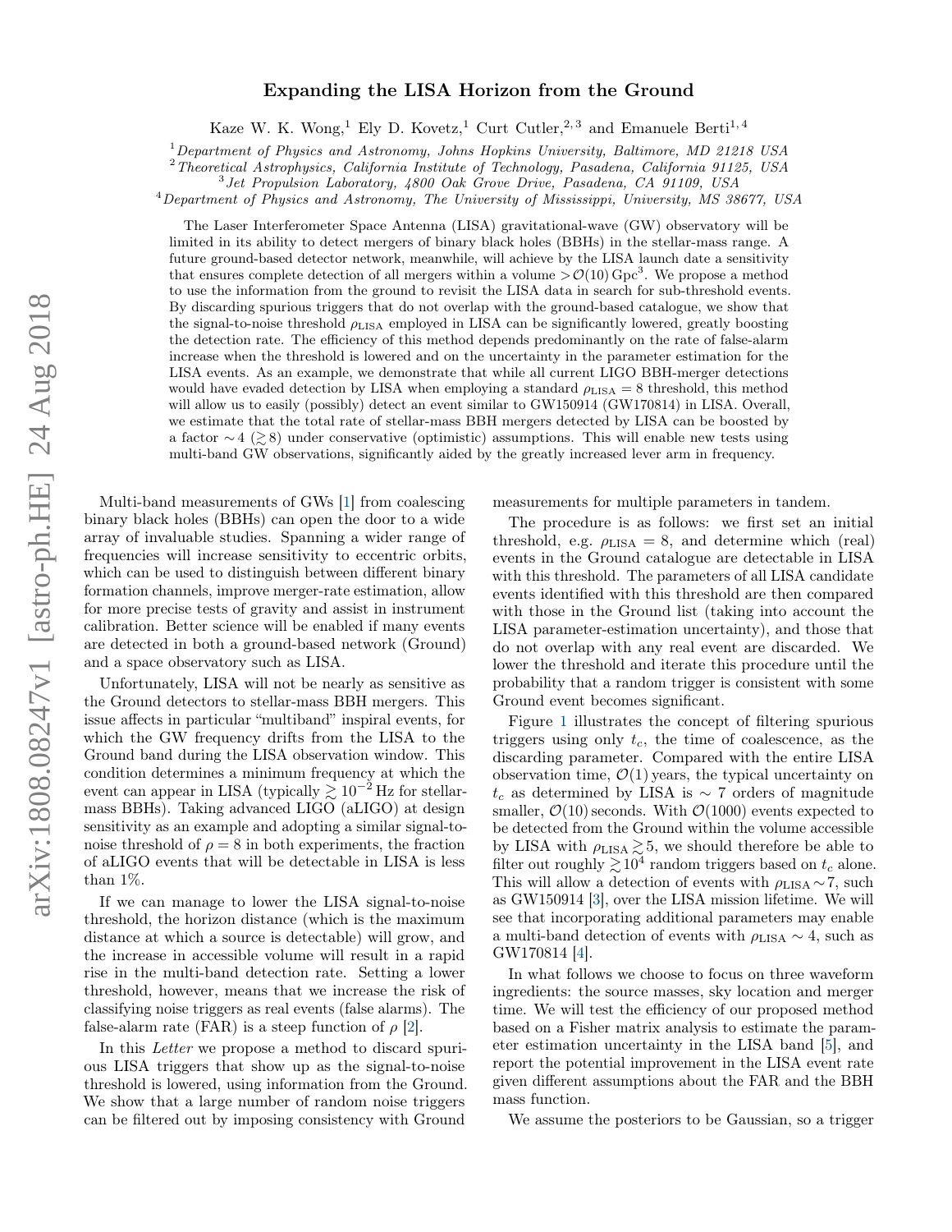# Expanding the LISA Horizon from the Ground

Kaze W. K. Wong,[1] Ely D. Kovetz,[1] Curt Cutler,[2,3] and Emanuele Berti[1,4]

[1] *Department of Physics and Astronomy, Johns Hopkins University, Baltimore, MD 21218 USA*
[2] *Theoretical Astrophysics, California Institute of Technology, Pasadena, California 91125, USA*
[3] *Jet Propulsion Laboratory, 4800 Oak Grove Drive, Pasadena, CA 91109, USA*
[4] *Department of Physics and Astronomy, The University of Mississippi, University, MS 38677, USA*

The Laser Interferometer Space Antenna (LISA) gravitational-wave (GW) observatory will be limited in its ability to detect mergers of binary black holes (BBHs) in the stellar-mass range. A future ground-based detector network, meanwhile, will achieve by the LISA launch date a sensitivity that ensures complete detection of all mergers within a volume $> \mathcal{O}(10)\,\mathrm{Gpc}^3$. We propose a method to use the information from the ground to revisit the LISA data in search for sub-threshold events. By discarding spurious triggers that do not overlap with the ground-based catalogue, we show that the signal-to-noise threshold $\rho_{\rm LISA}$ employed in LISA can be significantly lowered, greatly boosting the detection rate. The efficiency of this method depends predominantly on the rate of false-alarm increase when the threshold is lowered and on the uncertainty in the parameter estimation for the LISA events. As an example, we demonstrate that while all current LIGO BBH-merger detections would have evaded detection by LISA when employing a standard $\rho_{\rm LISA} = 8$ threshold, this method will allow us to easily (possibly) detect an event similar to GW150914 (GW170814) in LISA. Overall, we estimate that the total rate of stellar-mass BBH mergers detected by LISA can be boosted by a factor $\sim 4$ ($\gtrsim 8$) under conservative (optimistic) assumptions. This will enable new tests using multi-band GW observations, significantly aided by the greatly increased lever arm in frequency.

Multi-band measurements of GWs [1] from coalescing binary black holes (BBHs) can open the door to a wide array of invaluable studies. Spanning a wider range of frequencies will increase sensitivity to eccentric orbits, which can be used to distinguish between different binary formation channels, improve merger-rate estimation, allow for more precise tests of gravity and assist in instrument calibration. Better science will be enabled if many events are detected in both a ground-based network (Ground) and a space observatory such as LISA.

Unfortunately, LISA will not be nearly as sensitive as the Ground detectors to stellar-mass BBH mergers. This issue affects in particular "multiband" inspiral events, for which the GW frequency drifts from the LISA to the Ground band during the LISA observation window. This condition determines a minimum frequency at which the event can appear in LISA (typically $\gtrsim 10^{-2}$ Hz for stellar-mass BBHs). Taking advanced LIGO (aLIGO) at design sensitivity as an example and adopting a similar signal-to-noise threshold of $\rho = 8$ in both experiments, the fraction of aLIGO events that will be detectable in LISA is less than 1%.

If we can manage to lower the LISA signal-to-noise threshold, the horizon distance (which is the maximum distance at which a source is detectable) will grow, and the increase in accessible volume will result in a rapid rise in the multi-band detection rate. Setting a lower threshold, however, means that we increase the risk of classifying noise triggers as real events (false alarms). The false-alarm rate (FAR) is a steep function of $\rho$ [2].

In this *Letter* we propose a method to discard spurious LISA triggers that show up as the signal-to-noise threshold is lowered, using information from the Ground. We show that a large number of random noise triggers can be filtered out by imposing consistency with Ground measurements for multiple parameters in tandem.

The procedure is as follows: we first set an initial threshold, e.g. $\rho_{\rm LISA} = 8$, and determine which (real) events in the Ground catalogue are detectable in LISA with this threshold. The parameters of all LISA candidate events identified with this threshold are then compared with those in the Ground list (taking into account the LISA parameter-estimation uncertainty), and those that do not overlap with any real event are discarded. We lower the threshold and iterate this procedure until the probability that a random trigger is consistent with some Ground event becomes significant.

Figure 1 illustrates the concept of filtering spurious triggers using only $t_c$, the time of coalescence, as the discarding parameter. Compared with the entire LISA observation time, $\mathcal{O}(1)$ years, the typical uncertainty on $t_c$ as determined by LISA is $\sim 7$ orders of magnitude smaller, $\mathcal{O}(10)$ seconds. With $\mathcal{O}(1000)$ events expected to be detected from the Ground within the volume accessible by LISA with $\rho_{\rm LISA} \gtrsim 5$, we should therefore be able to filter out roughly $\gtrsim 10^4$ random triggers based on $t_c$ alone. This will allow a detection of events with $\rho_{\rm LISA} \sim 7$, such as GW150914 [3], over the LISA mission lifetime. We will see that incorporating additional parameters may enable a multi-band detection of events with $\rho_{\rm LISA} \sim 4$, such as GW170814 [4].

In what follows we choose to focus on three waveform ingredients: the source masses, sky location and merger time. We will test the efficiency of our proposed method based on a Fisher matrix analysis to estimate the parameter estimation uncertainty in the LISA band [5], and report the potential improvement in the LISA event rate given different assumptions about the FAR and the BBH mass function.

We assume the posteriors to be Gaussian, so a trigger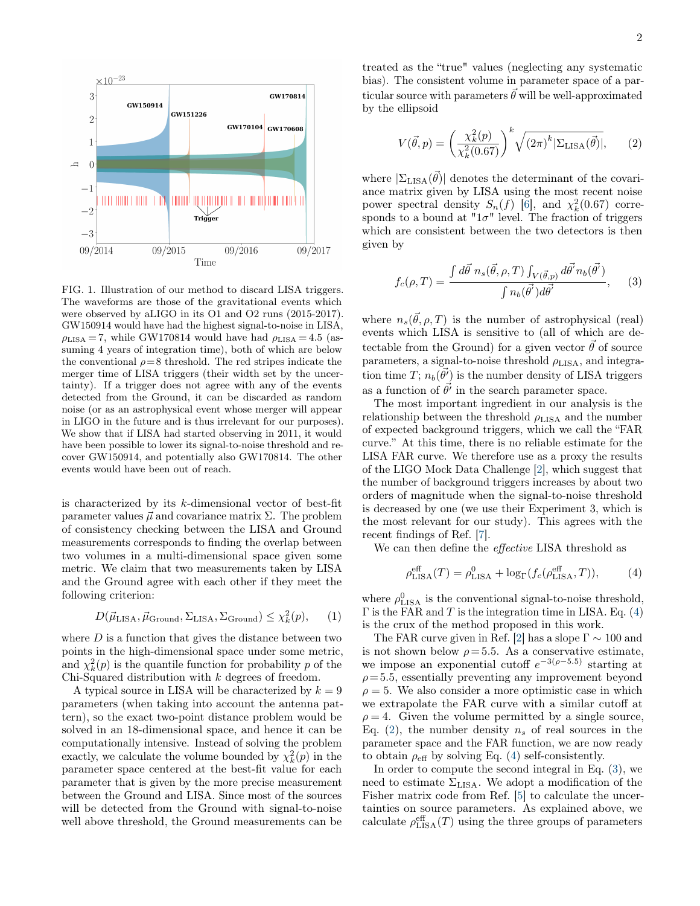FIG. 1. Illustration of our method to discard LISA triggers. The waveforms are those of the gravitational events which were observed by aLIGO in its O1 and O2 runs (2015-2017). GW150914 would have had the highest signal-to-noise in LISA, $\rho_{\rm LISA}=7$, while GW170814 would have had $\rho_{\rm LISA}=4.5$ (assuming 4 years of integration time), both of which are below the conventional $\rho=8$ threshold. The red stripes indicate the merger time of LISA triggers (their width set by the uncertainty). If a trigger does not agree with any of the events detected from the Ground, it can be discarded as random noise (or as an astrophysical event whose merger will appear in LIGO in the future and is thus irrelevant for our purposes). We show that if LISA had started observing in 2011, it would have been possible to lower its signal-to-noise threshold and recover GW150914, and potentially also GW170814. The other events would have been out of reach.

is characterized by its $k$-dimensional vector of best-fit parameter values $\vec{\mu}$ and covariance matrix $\Sigma$. The problem of consistency checking between the LISA and Ground measurements corresponds to finding the overlap between two volumes in a multi-dimensional space given some metric. We claim that two measurements taken by LISA and the Ground agree with each other if they meet the following criterion:

$$D(\vec{\mu}_{\rm LISA}, \vec{\mu}_{\rm Ground}, \Sigma_{\rm LISA}, \Sigma_{\rm Ground}) \leq \chi^2_k(p), \qquad (1)$$

where $D$ is a function that gives the distance between two points in the high-dimensional space under some metric, and $\chi^2_k(p)$ is the quantile function for probability $p$ of the Chi-Squared distribution with $k$ degrees of freedom.

A typical source in LISA will be characterized by $k=9$ parameters (when taking into account the antenna pattern), so the exact two-point distance problem would be solved in an 18-dimensional space, and hence it can be computationally intensive. Instead of solving the problem exactly, we calculate the volume bounded by $\chi^2_k(p)$ in the parameter space centered at the best-fit value for each parameter that is given by the more precise measurement between the Ground and LISA. Since most of the sources will be detected from the Ground with signal-to-noise well above threshold, the Ground measurements can be treated as the "true" values (neglecting any systematic bias). The consistent volume in parameter space of a particular source with parameters $\vec{\theta}$ will be well-approximated by the ellipsoid

$$V(\vec{\theta}, p) = \left(\frac{\chi^2_k(p)}{\chi^2_k(0.67)}\right)^k \sqrt{(2\pi)^k |\Sigma_{\rm LISA}(\vec{\theta})|}, \qquad (2)$$

where $|\Sigma_{\rm LISA}(\vec{\theta})|$ denotes the determinant of the covariance matrix given by LISA using the most recent noise power spectral density $S_n(f)$ [6], and $\chi^2_k(0.67)$ corresponds to a bound at "$1\sigma$" level. The fraction of triggers which are consistent between the two detectors is then given by

$$f_c(\rho, T) = \frac{\int d\vec{\theta}\; n_s(\vec{\theta}, \rho, T) \int_{V(\vec{\theta},p)} d\vec{\theta}' n_b(\vec{\theta}')}{\int n_b(\vec{\theta}') d\vec{\theta}'}, \qquad (3)$$

where $n_s(\vec{\theta}, \rho, T)$ is the number of astrophysical (real) events which LISA is sensitive to (all of which are detectable from the Ground) for a given vector $\vec{\theta}$ of source parameters, a signal-to-noise threshold $\rho_{\rm LISA}$, and integration time $T$; $n_b(\vec{\theta}')$ is the number density of LISA triggers as a function of $\vec{\theta}'$ in the search parameter space.

The most important ingredient in our analysis is the relationship between the threshold $\rho_{\rm LISA}$ and the number of expected background triggers, which we call the "FAR curve." At this time, there is no reliable estimate for the LISA FAR curve. We therefore use as a proxy the results of the LIGO Mock Data Challenge [2], which suggest that the number of background triggers increases by about two orders of magnitude when the signal-to-noise threshold is decreased by one (we use their Experiment 3, which is the most relevant for our study). This agrees with the recent findings of Ref. [7].

We can then define the *effective* LISA threshold as

$$\rho^{\rm eff}_{\rm LISA}(T) = \rho^0_{\rm LISA} + \log_\Gamma(f_c(\rho^{\rm eff}_{\rm LISA}, T)), \qquad (4)$$

where $\rho^0_{\rm LISA}$ is the conventional signal-to-noise threshold, $\Gamma$ is the FAR and $T$ is the integration time in LISA. Eq. (4) is the crux of the method proposed in this work.

The FAR curve given in Ref. [2] has a slope $\Gamma \sim 100$ and is not shown below $\rho=5.5$. As a conservative estimate, we impose an exponential cutoff $e^{-3(\rho-5.5)}$ starting at $\rho=5.5$, essentially preventing any improvement beyond $\rho=5$. We also consider a more optimistic case in which we extrapolate the FAR curve with a similar cutoff at $\rho=4$. Given the volume permitted by a single source, Eq. (2), the number density $n_s$ of real sources in the parameter space and the FAR function, we are now ready to obtain $\rho_{\rm eff}$ by solving Eq. (4) self-consistently.

In order to compute the second integral in Eq. (3), we need to estimate $\Sigma_{\rm LISA}$. We adopt a modification of the Fisher matrix code from Ref. [5] to calculate the uncertainties on source parameters. As explained above, we calculate $\rho^{\rm eff}_{\rm LISA}(T)$ using the three groups of parameters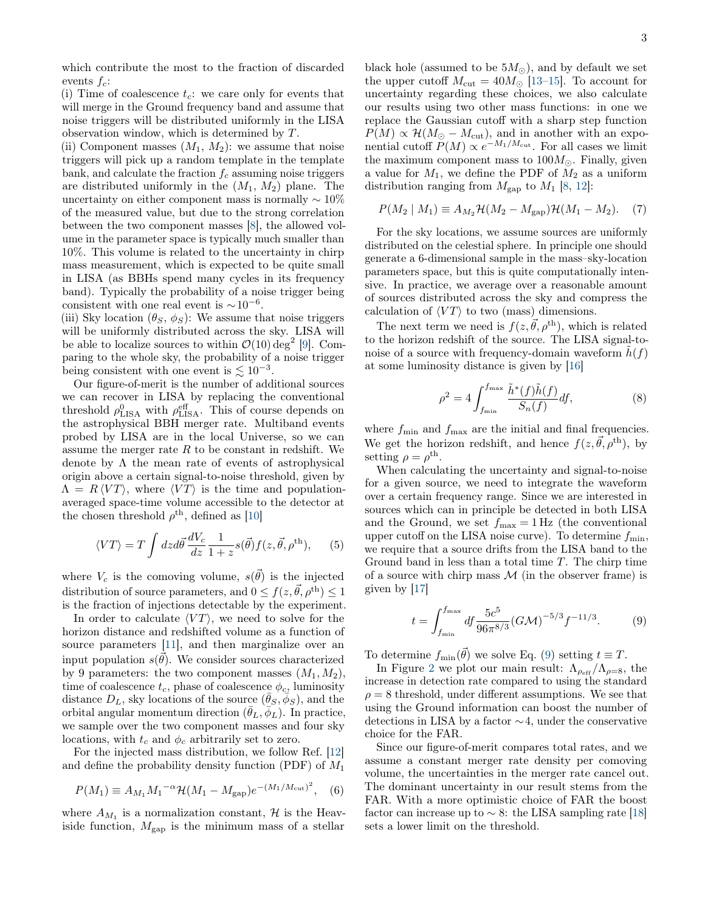which contribute the most to the fraction of discarded events $f_c$:

(i) Time of coalescence $t_c$: we care only for events that will merge in the Ground frequency band and assume that noise triggers will be distributed uniformly in the LISA observation window, which is determined by $T$.

(ii) Component masses ($M_1$, $M_2$): we assume that noise triggers will pick up a random template in the template bank, and calculate the fraction $f_c$ assuming noise triggers are distributed uniformly in the ($M_1$, $M_2$) plane. The uncertainty on either component mass is normally $\sim 10\%$ of the measured value, but due to the strong correlation between the two component masses [8], the allowed volume in the parameter space is typically much smaller than 10%. This volume is related to the uncertainty in chirp mass measurement, which is expected to be quite small in LISA (as BBHs spend many cycles in its frequency band). Typically the probability of a noise trigger being consistent with one real event is $\sim 10^{-6}$.

(iii) Sky location ($\theta_S$, $\phi_S$): We assume that noise triggers will be uniformly distributed across the sky. LISA will be able to localize sources to within $\mathcal{O}(10)\,\mathrm{deg}^2$ [9]. Comparing to the whole sky, the probability of a noise trigger being consistent with one event is $\lesssim 10^{-3}$.

Our figure-of-merit is the number of additional sources we can recover in LISA by replacing the conventional threshold $\rho^0_{\mathrm{LISA}}$ with $\rho^{\mathrm{eff}}_{\mathrm{LISA}}$. This of course depends on the astrophysical BBH merger rate. Multiband events probed by LISA are in the local Universe, so we can assume the merger rate $R$ to be constant in redshift. We denote by $\Lambda$ the mean rate of events of astrophysical origin above a certain signal-to-noise threshold, given by $\Lambda = R\,\langle VT\rangle$, where $\langle VT\rangle$ is the time and population-averaged space-time volume accessible to the detector at the chosen threshold $\rho^{\mathrm{th}}$, defined as [10]

$$\langle VT\rangle = T \int dz d\vec{\theta}\, \frac{dV_c}{dz}\frac{1}{1+z} s(\vec{\theta}) f(z, \vec{\theta}, \rho^{\mathrm{th}}), \qquad (5)$$

where $V_c$ is the comoving volume, $s(\vec{\theta})$ is the injected distribution of source parameters, and $0 \leq f(z, \vec{\theta}, \rho^{\mathrm{th}}) \leq 1$ is the fraction of injections detectable by the experiment.

In order to calculate $\langle VT\rangle$, we need to solve for the horizon distance and redshifted volume as a function of source parameters [11], and then marginalize over an input population $s(\vec{\theta})$. We consider sources characterized by 9 parameters: the two component masses ($M_1, M_2$), time of coalescence $t_c$, phase of coalescence $\phi_c$, luminosity distance $D_L$, sky locations of the source ($\bar{\theta}_S, \bar{\phi}_S$), and the orbital angular momentum direction ($\bar{\theta}_L, \bar{\phi}_L$). In practice, we sample over the two component masses and four sky locations, with $t_c$ and $\phi_c$ arbitrarily set to zero.

For the injected mass distribution, we follow Ref. [12] and define the probability density function (PDF) of $M_1$

$$P(M_1) \equiv A_{M_1} {M_1}^{-\alpha} \mathcal{H}(M_1 - M_{\mathrm{gap}}) e^{-(M_1/M_{\mathrm{cut}})^2}, \quad (6)$$

where $A_{M_1}$ is a normalization constant, $\mathcal{H}$ is the Heaviside function, $M_{\mathrm{gap}}$ is the minimum mass of a stellar black hole (assumed to be $5M_\odot$), and by default we set the upper cutoff $M_{\mathrm{cut}} = 40M_\odot$ [13–15]. To account for uncertainty regarding these choices, we also calculate our results using two other mass functions: in one we replace the Gaussian cutoff with a sharp step function $P(M) \propto \mathcal{H}(M_\odot - M_{\mathrm{cut}})$, and in another with an exponential cutoff $P(M) \propto e^{-M_1/M_{\mathrm{cut}}}$. For all cases we limit the maximum component mass to $100M_\odot$. Finally, given a value for $M_1$, we define the PDF of $M_2$ as a uniform distribution ranging from $M_{\mathrm{gap}}$ to $M_1$ [8, 12]:

$$P(M_2 \mid M_1) \equiv A_{M_2} \mathcal{H}(M_2 - M_{\mathrm{gap}}) \mathcal{H}(M_1 - M_2). \quad (7)$$

For the sky locations, we assume sources are uniformly distributed on the celestial sphere. In principle one should generate a 6-dimensional sample in the mass–sky-location parameters space, but this is quite computationally intensive. In practice, we average over a reasonable amount of sources distributed across the sky and compress the calculation of $\langle VT\rangle$ to two (mass) dimensions.

The next term we need is $f(z, \vec{\theta}, \rho^{\mathrm{th}})$, which is related to the horizon redshift of the source. The LISA signal-to-noise of a source with frequency-domain waveform $\tilde{h}(f)$ at some luminosity distance is given by [16]

$$\rho^2 = 4 \int_{f_{\mathrm{min}}}^{f_{\mathrm{max}}} \frac{\tilde{h}^*(f)\tilde{h}(f)}{S_n(f)} df, \qquad (8)$$

where $f_{\mathrm{min}}$ and $f_{\mathrm{max}}$ are the initial and final frequencies. We get the horizon redshift, and hence $f(z, \vec{\theta}, \rho^{\mathrm{th}})$, by setting $\rho = \rho^{\mathrm{th}}$.

When calculating the uncertainty and signal-to-noise for a given source, we need to integrate the waveform over a certain frequency range. Since we are interested in sources which can in principle be detected in both LISA and the Ground, we set $f_{\mathrm{max}} = 1\,\mathrm{Hz}$ (the conventional upper cutoff on the LISA noise curve). To determine $f_{\mathrm{min}}$, we require that a source drifts from the LISA band to the Ground band in less than a total time $T$. The chirp time of a source with chirp mass $\mathcal{M}$ (in the observer frame) is given by [17]

$$t = \int_{f_{\mathrm{min}}}^{f_{\mathrm{max}}} df \frac{5c^5}{96\pi^{8/3}} (G\mathcal{M})^{-5/3} f^{-11/3}. \qquad (9)$$

To determine $f_{\mathrm{min}}(\vec{\theta})$ we solve Eq. (9) setting $t \equiv T$.

In Figure 2 we plot our main result: $\Lambda_{\rho_{\mathrm{eff}}}/\Lambda_{\rho=8}$, the increase in detection rate compared to using the standard $\rho = 8$ threshold, under different assumptions. We see that using the Ground information can boost the number of detections in LISA by a factor $\sim 4$, under the conservative choice for the FAR.

Since our figure-of-merit compares total rates, and we assume a constant merger rate density per comoving volume, the uncertainties in the merger rate cancel out. The dominant uncertainty in our result stems from the FAR. With a more optimistic choice of FAR the boost factor can increase up to $\sim 8$: the LISA sampling rate [18] sets a lower limit on the threshold.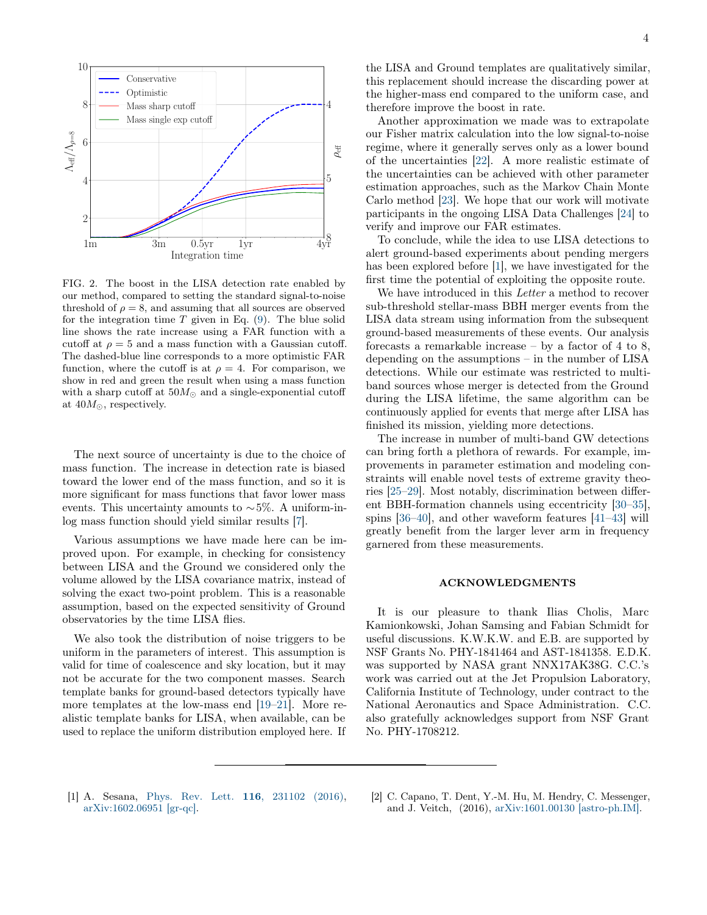FIG. 2. The boost in the LISA detection rate enabled by our method, compared to setting the standard signal-to-noise threshold of $\rho = 8$, and assuming that all sources are observed for the integration time $T$ given in Eq. (9). The blue solid line shows the rate increase using a FAR function with a cutoff at $\rho = 5$ and a mass function with a Gaussian cutoff. The dashed-blue line corresponds to a more optimistic FAR function, where the cutoff is at $\rho = 4$. For comparison, we show in red and green the result when using a mass function with a sharp cutoff at $50 M_\odot$ and a single-exponential cutoff at $40 M_\odot$, respectively.

The next source of uncertainty is due to the choice of mass function. The increase in detection rate is biased toward the lower end of the mass function, and so it is more significant for mass functions that favor lower mass events. This uncertainty amounts to $\sim$5%. A uniform-in-log mass function should yield similar results [7].

Various assumptions we have made here can be improved upon. For example, in checking for consistency between LISA and the Ground we considered only the volume allowed by the LISA covariance matrix, instead of solving the exact two-point problem. This is a reasonable assumption, based on the expected sensitivity of Ground observatories by the time LISA flies.

We also took the distribution of noise triggers to be uniform in the parameters of interest. This assumption is valid for time of coalescence and sky location, but it may not be accurate for the two component masses. Search template banks for ground-based detectors typically have more templates at the low-mass end [19–21]. More realistic template banks for LISA, when available, can be used to replace the uniform distribution employed here. If the LISA and Ground templates are qualitatively similar, this replacement should increase the discarding power at the higher-mass end compared to the uniform case, and therefore improve the boost in rate.

Another approximation we made was to extrapolate our Fisher matrix calculation into the low signal-to-noise regime, where it generally serves only as a lower bound of the uncertainties [22]. A more realistic estimate of the uncertainties can be achieved with other parameter estimation approaches, such as the Markov Chain Monte Carlo method [23]. We hope that our work will motivate participants in the ongoing LISA Data Challenges [24] to verify and improve our FAR estimates.

To conclude, while the idea to use LISA detections to alert ground-based experiments about pending mergers has been explored before [1], we have investigated for the first time the potential of exploiting the opposite route.

We have introduced in this *Letter* a method to recover sub-threshold stellar-mass BBH merger events from the LISA data stream using information from the subsequent ground-based measurements of these events. Our analysis forecasts a remarkable increase – by a factor of 4 to 8, depending on the assumptions – in the number of LISA detections. While our estimate was restricted to multi-band sources whose merger is detected from the Ground during the LISA lifetime, the same algorithm can be continuously applied for events that merge after LISA has finished its mission, yielding more detections.

The increase in number of multi-band GW detections can bring forth a plethora of rewards. For example, improvements in parameter estimation and modeling constraints will enable novel tests of extreme gravity theories [25–29]. Most notably, discrimination between different BBH-formation channels using eccentricity [30–35], spins [36–40], and other waveform features [41–43] will greatly benefit from the larger lever arm in frequency garnered from these measurements.

## ACKNOWLEDGMENTS

It is our pleasure to thank Ilias Cholis, Marc Kamionkowski, Johan Samsing and Fabian Schmidt for useful discussions. K.W.K.W. and E.B. are supported by NSF Grants No. PHY-1841464 and AST-1841358. E.D.K. was supported by NASA grant NNX17AK38G. C.C.'s work was carried out at the Jet Propulsion Laboratory, California Institute of Technology, under contract to the National Aeronautics and Space Administration. C.C. also gratefully acknowledges support from NSF Grant No. PHY-1708212.

[1] A. Sesana, Phys. Rev. Lett. **116**, 231102 (2016), arXiv:1602.06951 [gr-qc].

[2] C. Capano, T. Dent, Y.-M. Hu, M. Hendry, C. Messenger, and J. Veitch, (2016), arXiv:1601.00130 [astro-ph.IM].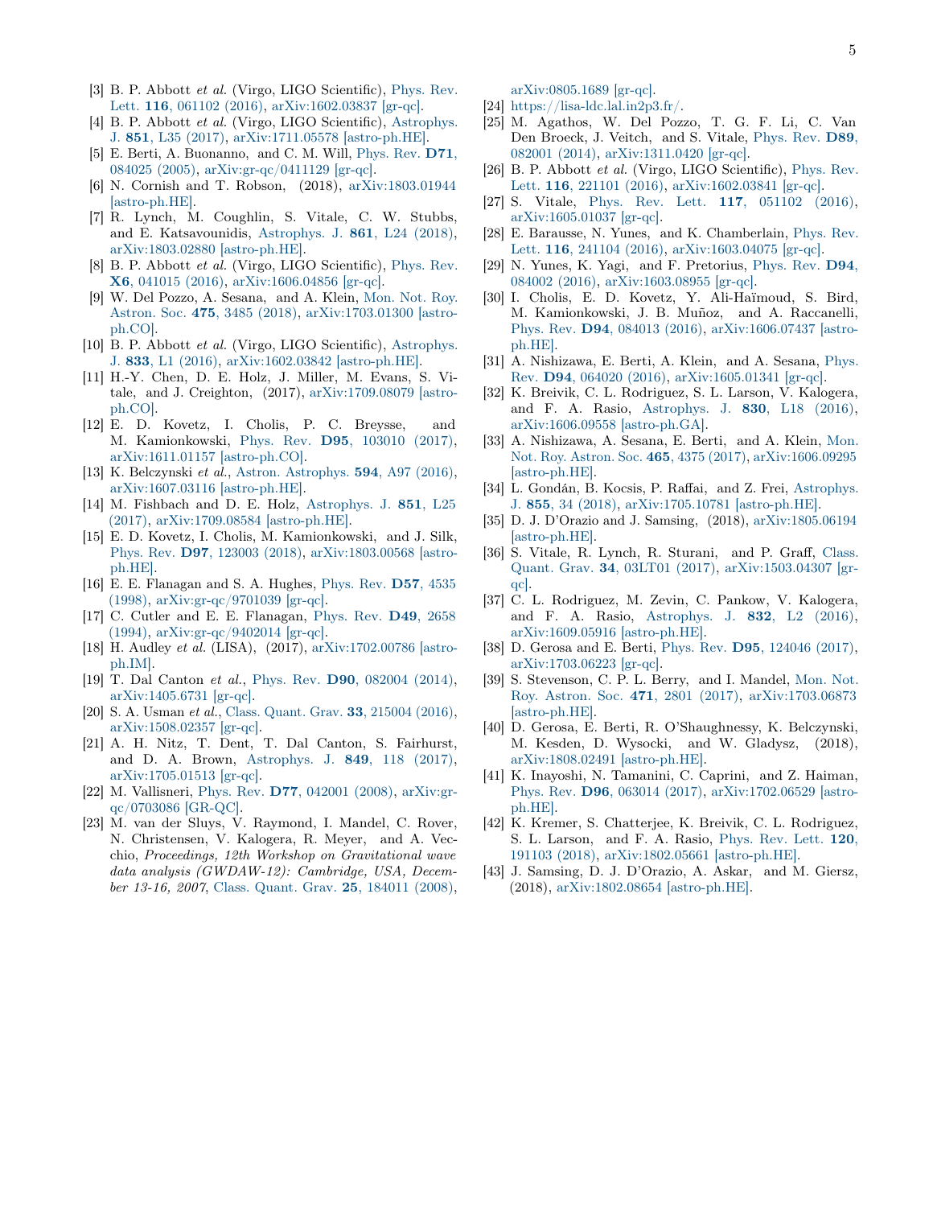[3] B. P. Abbott *et al.* (Virgo, LIGO Scientific), Phys. Rev. Lett. **116**, 061102 (2016), arXiv:1602.03837 [gr-qc].

[4] B. P. Abbott *et al.* (Virgo, LIGO Scientific), Astrophys. J. **851**, L35 (2017), arXiv:1711.05578 [astro-ph.HE].

[5] E. Berti, A. Buonanno, and C. M. Will, Phys. Rev. **D71**, 084025 (2005), arXiv:gr-qc/0411129 [gr-qc].

[6] N. Cornish and T. Robson, (2018), arXiv:1803.01944 [astro-ph.HE].

[7] R. Lynch, M. Coughlin, S. Vitale, C. W. Stubbs, and E. Katsavounidis, Astrophys. J. **861**, L24 (2018), arXiv:1803.02880 [astro-ph.HE].

[8] B. P. Abbott *et al.* (Virgo, LIGO Scientific), Phys. Rev. **X6**, 041015 (2016), arXiv:1606.04856 [gr-qc].

[9] W. Del Pozzo, A. Sesana, and A. Klein, Mon. Not. Roy. Astron. Soc. **475**, 3485 (2018), arXiv:1703.01300 [astro-ph.CO].

[10] B. P. Abbott *et al.* (Virgo, LIGO Scientific), Astrophys. J. **833**, L1 (2016), arXiv:1602.03842 [astro-ph.HE].

[11] H.-Y. Chen, D. E. Holz, J. Miller, M. Evans, S. Vitale, and J. Creighton, (2017), arXiv:1709.08079 [astro-ph.CO].

[12] E. D. Kovetz, I. Cholis, P. C. Breysse, and M. Kamionkowski, Phys. Rev. **D95**, 103010 (2017), arXiv:1611.01157 [astro-ph.CO].

[13] K. Belczynski *et al.*, Astron. Astrophys. **594**, A97 (2016), arXiv:1607.03116 [astro-ph.HE].

[14] M. Fishbach and D. E. Holz, Astrophys. J. **851**, L25 (2017), arXiv:1709.08584 [astro-ph.HE].

[15] E. D. Kovetz, I. Cholis, M. Kamionkowski, and J. Silk, Phys. Rev. **D97**, 123003 (2018), arXiv:1803.00568 [astro-ph.HE].

[16] E. E. Flanagan and S. A. Hughes, Phys. Rev. **D57**, 4535 (1998), arXiv:gr-qc/9701039 [gr-qc].

[17] C. Cutler and E. E. Flanagan, Phys. Rev. **D49**, 2658 (1994), arXiv:gr-qc/9402014 [gr-qc].

[18] H. Audley *et al.* (LISA), (2017), arXiv:1702.00786 [astro-ph.IM].

[19] T. Dal Canton *et al.*, Phys. Rev. **D90**, 082004 (2014), arXiv:1405.6731 [gr-qc].

[20] S. A. Usman *et al.*, Class. Quant. Grav. **33**, 215004 (2016), arXiv:1508.02357 [gr-qc].

[21] A. H. Nitz, T. Dent, T. Dal Canton, S. Fairhurst, and D. A. Brown, Astrophys. J. **849**, 118 (2017), arXiv:1705.01513 [gr-qc].

[22] M. Vallisneri, Phys. Rev. **D77**, 042001 (2008), arXiv:gr-qc/0703086 [GR-QC].

[23] M. van der Sluys, V. Raymond, I. Mandel, C. Rover, N. Christensen, V. Kalogera, R. Meyer, and A. Vecchio, *Proceedings, 12th Workshop on Gravitational wave data analysis (GWDAW-12): Cambridge, USA, December 13-16, 2007*, Class. Quant. Grav. **25**, 184011 (2008), arXiv:0805.1689 [gr-qc].

[24] https://lisa-ldc.lal.in2p3.fr/.

[25] M. Agathos, W. Del Pozzo, T. G. F. Li, C. Van Den Broeck, J. Veitch, and S. Vitale, Phys. Rev. **D89**, 082001 (2014), arXiv:1311.0420 [gr-qc].

[26] B. P. Abbott *et al.* (Virgo, LIGO Scientific), Phys. Rev. Lett. **116**, 221101 (2016), arXiv:1602.03841 [gr-qc].

[27] S. Vitale, Phys. Rev. Lett. **117**, 051102 (2016), arXiv:1605.01037 [gr-qc].

[28] E. Barausse, N. Yunes, and K. Chamberlain, Phys. Rev. Lett. **116**, 241104 (2016), arXiv:1603.04075 [gr-qc].

[29] N. Yunes, K. Yagi, and F. Pretorius, Phys. Rev. **D94**, 084002 (2016), arXiv:1603.08955 [gr-qc].

[30] I. Cholis, E. D. Kovetz, Y. Ali-Haïmoud, S. Bird, M. Kamionkowski, J. B. Muñoz, and A. Raccanelli, Phys. Rev. **D94**, 084013 (2016), arXiv:1606.07437 [astro-ph.HE].

[31] A. Nishizawa, E. Berti, A. Klein, and A. Sesana, Phys. Rev. **D94**, 064020 (2016), arXiv:1605.01341 [gr-qc].

[32] K. Breivik, C. L. Rodriguez, S. L. Larson, V. Kalogera, and F. A. Rasio, Astrophys. J. **830**, L18 (2016), arXiv:1606.09558 [astro-ph.GA].

[33] A. Nishizawa, A. Sesana, E. Berti, and A. Klein, Mon. Not. Roy. Astron. Soc. **465**, 4375 (2017), arXiv:1606.09295 [astro-ph.HE].

[34] L. Gondán, B. Kocsis, P. Raffai, and Z. Frei, Astrophys. J. **855**, 34 (2018), arXiv:1705.10781 [astro-ph.HE].

[35] D. J. D'Orazio and J. Samsing, (2018), arXiv:1805.06194 [astro-ph.HE].

[36] S. Vitale, R. Lynch, R. Sturani, and P. Graff, Class. Quant. Grav. **34**, 03LT01 (2017), arXiv:1503.04307 [gr-qc].

[37] C. L. Rodriguez, M. Zevin, C. Pankow, V. Kalogera, and F. A. Rasio, Astrophys. J. **832**, L2 (2016), arXiv:1609.05916 [astro-ph.HE].

[38] D. Gerosa and E. Berti, Phys. Rev. **D95**, 124046 (2017), arXiv:1703.06223 [gr-qc].

[39] S. Stevenson, C. P. L. Berry, and I. Mandel, Mon. Not. Roy. Astron. Soc. **471**, 2801 (2017), arXiv:1703.06873 [astro-ph.HE].

[40] D. Gerosa, E. Berti, R. O'Shaughnessy, K. Belczynski, M. Kesden, D. Wysocki, and W. Gladysz, (2018), arXiv:1808.02491 [astro-ph.HE].

[41] K. Inayoshi, N. Tamanini, C. Caprini, and Z. Haiman, Phys. Rev. **D96**, 063014 (2017), arXiv:1702.06529 [astro-ph.HE].

[42] K. Kremer, S. Chatterjee, K. Breivik, C. L. Rodriguez, S. L. Larson, and F. A. Rasio, Phys. Rev. Lett. **120**, 191103 (2018), arXiv:1802.05661 [astro-ph.HE].

[43] J. Samsing, D. J. D'Orazio, A. Askar, and M. Giersz, (2018), arXiv:1802.08654 [astro-ph.HE].